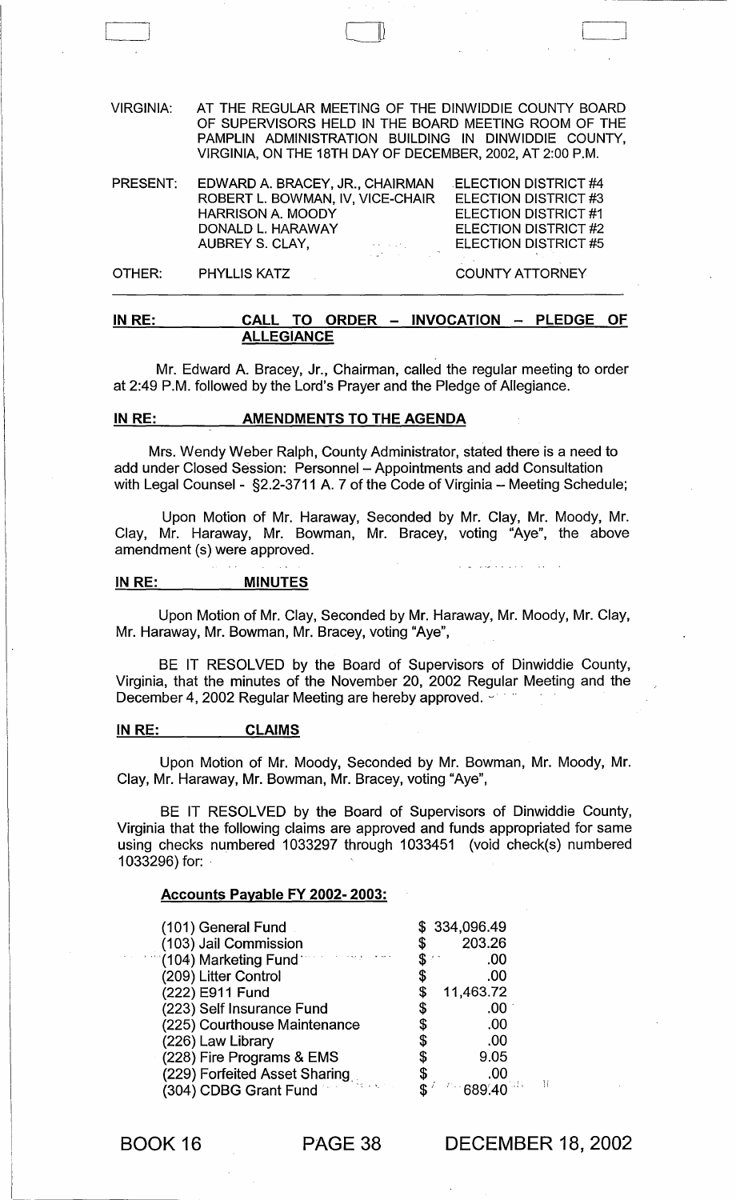VIRGINIA: AT THE REGULAR MEETING OF THE DINWIDDIE COUNTY BOARD OF SUPERVISORS HELD IN THE BOARD MEETING ROOM OF THE PAMPLIN ADMINISTRATION BUILDING IN DINWIDDIE COUNTY, VIRGINIA, ON THE 18TH DAY OF DECEMBER, 2002, AT 2:00 P.M.

| | | |
|---|---|---|
| PRESENT: | EDWARD A. BRACEY, JR., CHAIRMAN | ELECTION DISTRICT #4 |
| | ROBERT L. BOWMAN, IV, VICE-CHAIR | ELECTION DISTRICT #3 |
| | HARRISON A. MOODY | ELECTION DISTRICT #1 |
| | DONALD L. HARAWAY | ELECTION DISTRICT #2 |
| | AUBREY S. CLAY, | ELECTION DISTRICT #5 |
| OTHER: | PHYLLIS KATZ | COUNTY ATTORNEY |

**IN RE: CALL TO ORDER – INVOCATION – PLEDGE OF ALLEGIANCE**

Mr. Edward A. Bracey, Jr., Chairman, called the regular meeting to order at 2:49 P.M. followed by the Lord's Prayer and the Pledge of Allegiance.

**IN RE: AMENDMENTS TO THE AGENDA**

Mrs. Wendy Weber Ralph, County Administrator, stated there is a need to add under Closed Session: Personnel – Appointments and add Consultation with Legal Counsel - §2.2-3711 A. 7 of the Code of Virginia – Meeting Schedule;

Upon Motion of Mr. Haraway, Seconded by Mr. Clay, Mr. Moody, Mr. Clay, Mr. Haraway, Mr. Bowman, Mr. Bracey, voting "Aye", the above amendment (s) were approved.

**IN RE: MINUTES**

Upon Motion of Mr. Clay, Seconded by Mr. Haraway, Mr. Moody, Mr. Clay, Mr. Haraway, Mr. Bowman, Mr. Bracey, voting "Aye",

BE IT RESOLVED by the Board of Supervisors of Dinwiddie County, Virginia, that the minutes of the November 20, 2002 Regular Meeting and the December 4, 2002 Regular Meeting are hereby approved.

**IN RE: CLAIMS**

Upon Motion of Mr. Moody, Seconded by Mr. Bowman, Mr. Moody, Mr. Clay, Mr. Haraway, Mr. Bowman, Mr. Bracey, voting "Aye",

BE IT RESOLVED by the Board of Supervisors of Dinwiddie County, Virginia that the following claims are approved and funds appropriated for same using checks numbered 1033297 through 1033451 (void check(s) numbered 1033296) for:

**Accounts Payable FY 2002- 2003:**

| | |
|---|---|
| (101) General Fund | $ 334,096.49 |
| (103) Jail Commission | $ 203.26 |
| (104) Marketing Fund | $ .00 |
| (209) Litter Control | $ .00 |
| (222) E911 Fund | $ 11,463.72 |
| (223) Self Insurance Fund | $ .00 |
| (225) Courthouse Maintenance | $ .00 |
| (226) Law Library | $ .00 |
| (228) Fire Programs & EMS | $ 9.05 |
| (229) Forfeited Asset Sharing | $ .00 |
| (304) CDBG Grant Fund | $ 689.40 |

BOOK 16 PAGE 38 DECEMBER 18, 2002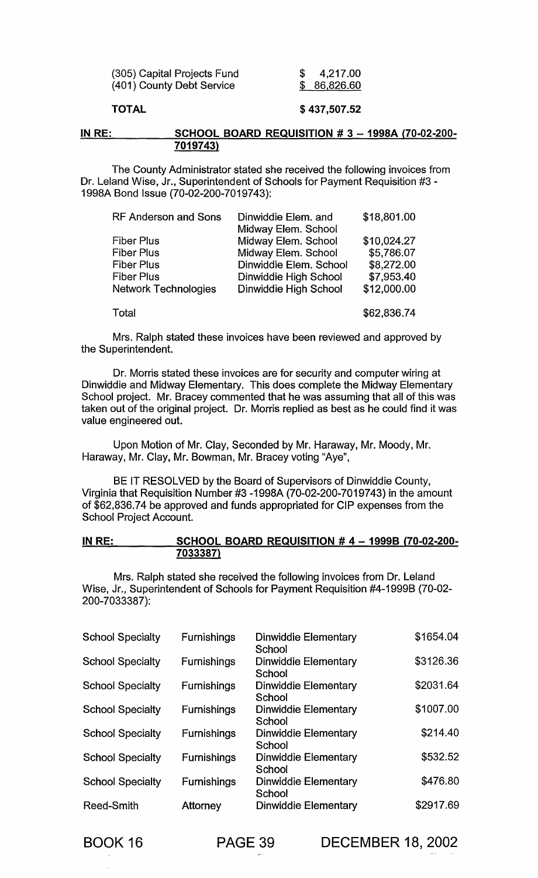| | |
|---|---|
| (305) Capital Projects Fund | $ 4,217.00 |
| (401) County Debt Service | $ 86,826.60 |
| **TOTAL** | **$ 437,507.52** |

**IN RE: SCHOOL BOARD REQUISITION # 3 – 1998A (70-02-200-7019743)**

The County Administrator stated she received the following invoices from Dr. Leland Wise, Jr., Superintendent of Schools for Payment Requisition #3 - 1998A Bond Issue (70-02-200-7019743):

| | | |
|---|---|---|
| RF Anderson and Sons | Dinwiddie Elem. and Midway Elem. School | $18,801.00 |
| Fiber Plus | Midway Elem. School | $10,024.27 |
| Fiber Plus | Midway Elem. School | $5,786.07 |
| Fiber Plus | Dinwiddie Elem. School | $8,272.00 |
| Fiber Plus | Dinwiddie High School | $7,953.40 |
| Network Technologies | Dinwiddie High School | $12,000.00 |
| Total | | $62,836.74 |

Mrs. Ralph stated these invoices have been reviewed and approved by the Superintendent.

Dr. Morris stated these invoices are for security and computer wiring at Dinwiddie and Midway Elementary. This does complete the Midway Elementary School project. Mr. Bracey commented that he was assuming that all of this was taken out of the original project. Dr. Morris replied as best as he could find it was value engineered out.

Upon Motion of Mr. Clay, Seconded by Mr. Haraway, Mr. Moody, Mr. Haraway, Mr. Clay, Mr. Bowman, Mr. Bracey voting "Aye",

BE IT RESOLVED by the Board of Supervisors of Dinwiddie County, Virginia that Requisition Number #3 -1998A (70-02-200-7019743) in the amount of $62,836.74 be approved and funds appropriated for CIP expenses from the School Project Account.

**IN RE: SCHOOL BOARD REQUISITION # 4 – 1999B (70-02-200-7033387)**

Mrs. Ralph stated she received the following invoices from Dr. Leland Wise, Jr., Superintendent of Schools for Payment Requisition #4-1999B (70-02-200-7033387):

| | | | |
|---|---|---|---|
| School Specialty | Furnishings | Dinwiddie Elementary School | $1654.04 |
| School Specialty | Furnishings | Dinwiddie Elementary School | $3126.36 |
| School Specialty | Furnishings | Dinwiddie Elementary School | $2031.64 |
| School Specialty | Furnishings | Dinwiddie Elementary School | $1007.00 |
| School Specialty | Furnishings | Dinwiddie Elementary School | $214.40 |
| School Specialty | Furnishings | Dinwiddie Elementary School | $532.52 |
| School Specialty | Furnishings | Dinwiddie Elementary School | $476.80 |
| Reed-Smith | Attorney | Dinwiddie Elementary | $2917.69 |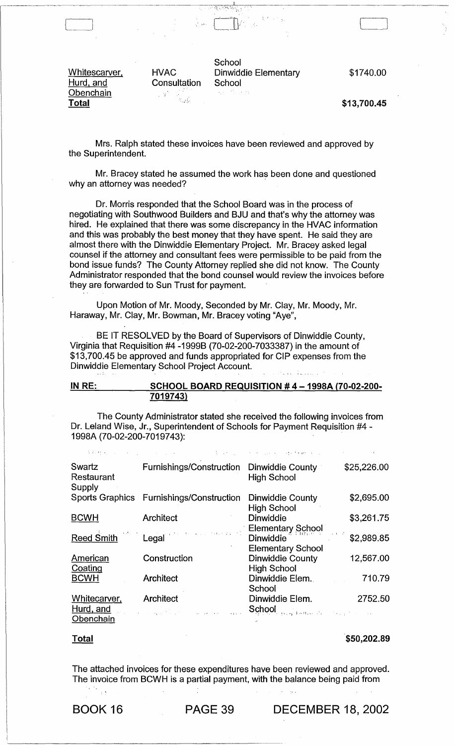| | | | |
|---|---|---|---|
| Whitescarver, Hurd, and Obenchain | HVAC Consultation | School Dinwiddie Elementary School | $1740.00 |
| **Total** | | | **$13,700.45** |

Mrs. Ralph stated these invoices have been reviewed and approved by the Superintendent.

Mr. Bracey stated he assumed the work has been done and questioned why an attorney was needed?

Dr. Morris responded that the School Board was in the process of negotiating with Southwood Builders and BJU and that's why the attorney was hired. He explained that there was some discrepancy in the HVAC information and this was probably the best money that they have spent. He said they are almost there with the Dinwiddie Elementary Project. Mr. Bracey asked legal counsel if the attorney and consultant fees were permissible to be paid from the bond issue funds? The County Attorney replied she did not know. The County Administrator responded that the bond counsel would review the invoices before they are forwarded to Sun Trust for payment.

Upon Motion of Mr. Moody, Seconded by Mr. Clay, Mr. Moody, Mr. Haraway, Mr. Clay, Mr. Bowman, Mr. Bracey voting "Aye",

BE IT RESOLVED by the Board of Supervisors of Dinwiddie County, Virginia that Requisition #4 -1999B (70-02-200-7033387) in the amount of $13,700.45 be approved and funds appropriated for CIP expenses from the Dinwiddie Elementary School Project Account.

**IN RE: SCHOOL BOARD REQUISITION # 4 – 1998A (70-02-200-7019743)**

The County Administrator stated she received the following invoices from Dr. Leland Wise, Jr., Superintendent of Schools for Payment Requisition #4 - 1998A (70-02-200-7019743):

| | | | |
|---|---|---|---|
| Swartz Restaurant Supply | Furnishings/Construction | Dinwiddie County High School | $25,226.00 |
| Sports Graphics | Furnishings/Construction | Dinwiddie County High School | $2,695.00 |
| BCWH | Architect | Dinwiddie Elementary School | $3,261.75 |
| Reed Smith | Legal | Dinwiddie Elementary School | $2,989.85 |
| American Coating | Construction | Dinwiddie County High School | 12,567.00 |
| BCWH | Architect | Dinwiddie Elem. School | 710.79 |
| Whitecarver, Hurd, and Obenchain | Architect | Dinwiddie Elem. School | 2752.50 |
| **Total** | | | **$50,202.89** |

The attached invoices for these expenditures have been reviewed and approved. The invoice from BCWH is a partial payment, with the balance being paid from

BOOK 16 PAGE 39 DECEMBER 18, 2002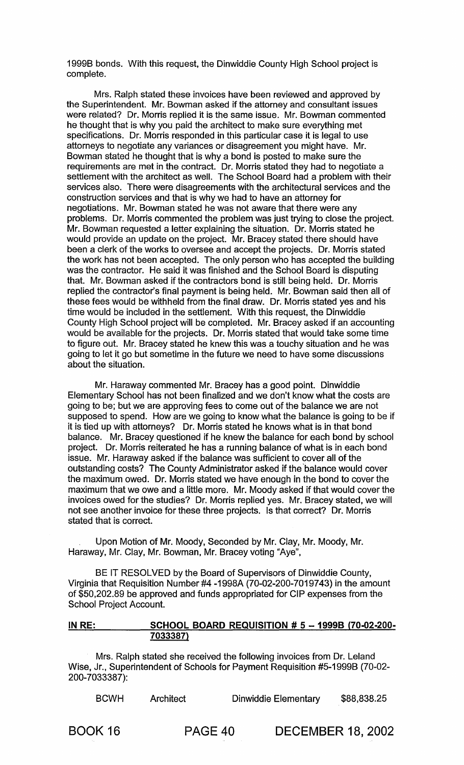1999B bonds. With this request, the Dinwiddie County High School project is complete.

Mrs. Ralph stated these invoices have been reviewed and approved by the Superintendent. Mr. Bowman asked if the attorney and consultant issues were related? Dr. Morris replied it is the same issue. Mr. Bowman commented he thought that is why you paid the architect to make sure everything met specifications. Dr. Morris responded in this particular case it is legal to use attorneys to negotiate any variances or disagreement you might have. Mr. Bowman stated he thought that is why a bond is posted to make sure the requirements are met in the contract. Dr. Morris stated they had to negotiate a settlement with the architect as well. The School Board had a problem with their services also. There were disagreements with the architectural services and the construction services and that is why we had to have an attorney for negotiations. Mr. Bowman stated he was not aware that there were any problems. Dr. Morris commented the problem was just trying to close the project. Mr. Bowman requested a letter explaining the situation. Dr. Morris stated he would provide an update on the project. Mr. Bracey stated there should have been a clerk of the works to oversee and accept the projects. Dr. Morris stated the work has not been accepted. The only person who has accepted the building was the contractor. He said it was finished and the School Board is disputing that. Mr. Bowman asked if the contractors bond is still being held. Dr. Morris replied the contractor's final payment is being held. Mr. Bowman said then all of these fees would be withheld from the final draw. Dr. Morris stated yes and his time would be included in the settlement. With this request, the Dinwiddie County High School project will be completed. Mr. Bracey asked if an accounting would be available for the projects. Dr. Morris stated that would take some time to figure out. Mr. Bracey stated he knew this was a touchy situation and he was going to let it go but sometime in the future we need to have some discussions about the situation.

Mr. Haraway commented Mr. Bracey has a good point. Dinwiddie Elementary School has not been finalized and we don't know what the costs are going to be; but we are approving fees to come out of the balance we are not supposed to spend. How are we going to know what the balance is going to be if it is tied up with attorneys? Dr. Morris stated he knows what is in that bond balance. Mr. Bracey questioned if he knew the balance for each bond by school project. Dr. Morris reiterated he has a running balance of what is in each bond issue. Mr. Haraway asked if the balance was sufficient to cover all of the outstanding costs? The County Administrator asked if the balance would cover the maximum owed. Dr. Morris stated we have enough in the bond to cover the maximum that we owe and a little more. Mr. Moody asked if that would cover the invoices owed for the studies? Dr. Morris replied yes. Mr. Bracey stated, we will not see another invoice for these three projects. Is that correct? Dr. Morris stated that is correct.

Upon Motion of Mr. Moody, Seconded by Mr. Clay, Mr. Moody, Mr. Haraway, Mr. Clay, Mr. Bowman, Mr. Bracey voting "Aye",

BE IT RESOLVED by the Board of Supervisors of Dinwiddie County, Virginia that Requisition Number #4 -1998A (70-02-200-7019743) in the amount of $50,202.89 be approved and funds appropriated for CIP expenses from the School Project Account.

**IN RE: SCHOOL BOARD REQUISITION # 5 – 1999B (70-02-200-7033387)**

Mrs. Ralph stated she received the following invoices from Dr. Leland Wise, Jr., Superintendent of Schools for Payment Requisition #5-1999B (70-02-200-7033387):

| BCWH | Architect | Dinwiddie Elementary | $88,838.25 |
|---|---|---|---|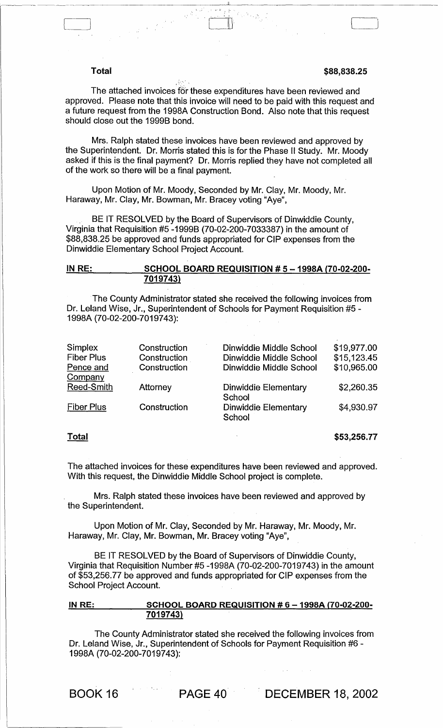**Total** **$88,838.25**

The attached invoices for these expenditures have been reviewed and approved. Please note that this invoice will need to be paid with this request and a future request from the 1998A Construction Bond. Also note that this request should close out the 1999B bond.

Mrs. Ralph stated these invoices have been reviewed and approved by the Superintendent. Dr. Morris stated this is for the Phase II Study. Mr. Moody asked if this is the final payment? Dr. Morris replied they have not completed all of the work so there will be a final payment.

Upon Motion of Mr. Moody, Seconded by Mr. Clay, Mr. Moody, Mr. Haraway, Mr. Clay, Mr. Bowman, Mr. Bracey voting "Aye",

BE IT RESOLVED by the Board of Supervisors of Dinwiddie County, Virginia that Requisition #5 -1999B (70-02-200-7033387) in the amount of $88,838.25 be approved and funds appropriated for CIP expenses from the Dinwiddie Elementary School Project Account.

**IN RE: SCHOOL BOARD REQUISITION # 5 – 1998A (70-02-200-7019743)**

The County Administrator stated she received the following invoices from Dr. Leland Wise, Jr., Superintendent of Schools for Payment Requisition #5 - 1998A (70-02-200-7019743):

| | | | |
|---|---|---|---|
| Simplex | Construction | Dinwiddie Middle School | $19,977.00 |
| Fiber Plus | Construction | Dinwiddie Middle School | $15,123.45 |
| Pence and Company | Construction | Dinwiddie Middle School | $10,965.00 |
| Reed-Smith | Attorney | Dinwiddie Elementary School | $2,260.35 |
| Fiber Plus | Construction | Dinwiddie Elementary School | $4,930.97 |
| **Total** | | | **$53,256.77** |

The attached invoices for these expenditures have been reviewed and approved. With this request, the Dinwiddie Middle School project is complete.

Mrs. Ralph stated these invoices have been reviewed and approved by the Superintendent.

Upon Motion of Mr. Clay, Seconded by Mr. Haraway, Mr. Moody, Mr. Haraway, Mr. Clay, Mr. Bowman, Mr. Bracey voting "Aye",

BE IT RESOLVED by the Board of Supervisors of Dinwiddie County, Virginia that Requisition Number #5 -1998A (70-02-200-7019743) in the amount of $53,256.77 be approved and funds appropriated for CIP expenses from the School Project Account.

**IN RE: SCHOOL BOARD REQUISITION # 6 – 1998A (70-02-200-7019743)**

The County Administrator stated she received the following invoices from Dr. Leland Wise, Jr., Superintendent of Schools for Payment Requisition #6 - 1998A (70-02-200-7019743):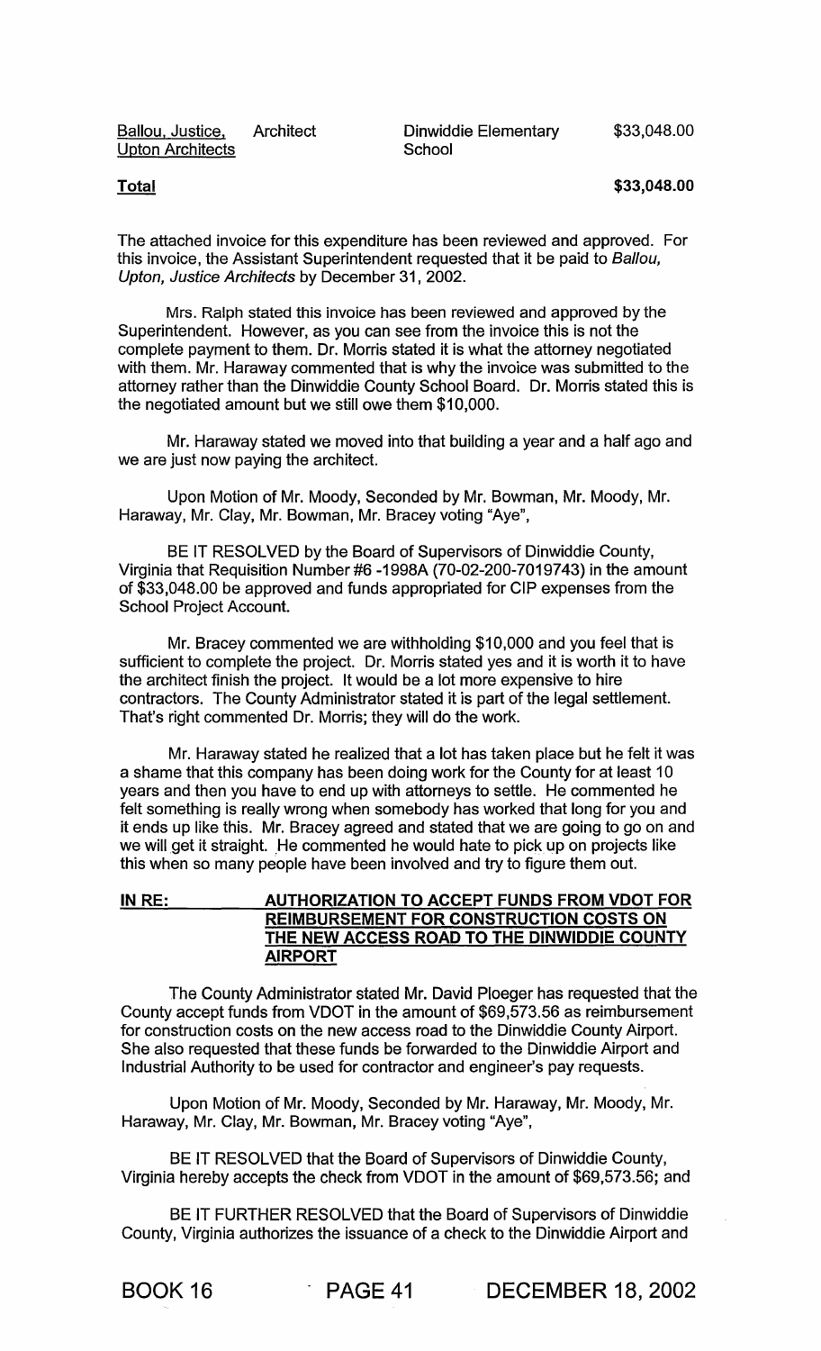| | | | |
|---|---|---|---|
| Ballou, Justice, Upton Architects | Architect | Dinwiddie Elementary School | $33,048.00 |
| **Total** | | | **$33,048.00** |

The attached invoice for this expenditure has been reviewed and approved. For this invoice, the Assistant Superintendent requested that it be paid to *Ballou, Upton, Justice Architects* by December 31, 2002.

Mrs. Ralph stated this invoice has been reviewed and approved by the Superintendent. However, as you can see from the invoice this is not the complete payment to them. Dr. Morris stated it is what the attorney negotiated with them. Mr. Haraway commented that is why the invoice was submitted to the attorney rather than the Dinwiddie County School Board. Dr. Morris stated this is the negotiated amount but we still owe them $10,000.

Mr. Haraway stated we moved into that building a year and a half ago and we are just now paying the architect.

Upon Motion of Mr. Moody, Seconded by Mr. Bowman, Mr. Moody, Mr. Haraway, Mr. Clay, Mr. Bowman, Mr. Bracey voting "Aye",

BE IT RESOLVED by the Board of Supervisors of Dinwiddie County, Virginia that Requisition Number #6 -1998A (70-02-200-7019743) in the amount of $33,048.00 be approved and funds appropriated for CIP expenses from the School Project Account.

Mr. Bracey commented we are withholding $10,000 and you feel that is sufficient to complete the project. Dr. Morris stated yes and it is worth it to have the architect finish the project. It would be a lot more expensive to hire contractors. The County Administrator stated it is part of the legal settlement. That's right commented Dr. Morris; they will do the work.

Mr. Haraway stated he realized that a lot has taken place but he felt it was a shame that this company has been doing work for the County for at least 10 years and then you have to end up with attorneys to settle. He commented he felt something is really wrong when somebody has worked that long for you and it ends up like this. Mr. Bracey agreed and stated that we are going to go on and we will get it straight. He commented he would hate to pick up on projects like this when so many people have been involved and try to figure them out.

**IN RE: AUTHORIZATION TO ACCEPT FUNDS FROM VDOT FOR REIMBURSEMENT FOR CONSTRUCTION COSTS ON THE NEW ACCESS ROAD TO THE DINWIDDIE COUNTY AIRPORT**

The County Administrator stated Mr. David Ploeger has requested that the County accept funds from VDOT in the amount of $69,573.56 as reimbursement for construction costs on the new access road to the Dinwiddie County Airport. She also requested that these funds be forwarded to the Dinwiddie Airport and Industrial Authority to be used for contractor and engineer's pay requests.

Upon Motion of Mr. Moody, Seconded by Mr. Haraway, Mr. Moody, Mr. Haraway, Mr. Clay, Mr. Bowman, Mr. Bracey voting "Aye",

BE IT RESOLVED that the Board of Supervisors of Dinwiddie County, Virginia hereby accepts the check from VDOT in the amount of $69,573.56; and

BE IT FURTHER RESOLVED that the Board of Supervisors of Dinwiddie County, Virginia authorizes the issuance of a check to the Dinwiddie Airport and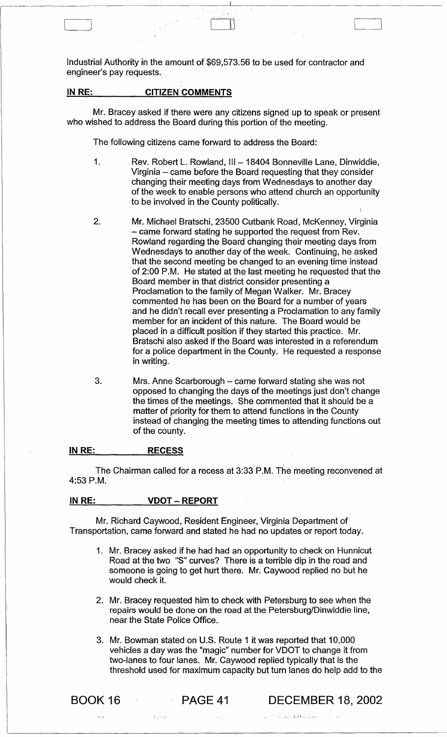Industrial Authority in the amount of $69,573.56 to be used for contractor and engineer's pay requests.

**IN RE: CITIZEN COMMENTS**

Mr. Bracey asked if there were any citizens signed up to speak or present who wished to address the Board during this portion of the meeting.

The following citizens came forward to address the Board:

1. Rev. Robert L. Rowland, III – 18404 Bonneville Lane, Dinwiddie, Virginia – came before the Board requesting that they consider changing their meeting days from Wednesdays to another day of the week to enable persons who attend church an opportunity to be involved in the County politically.

2. Mr. Michael Bratschi, 23500 Cutbank Road, McKenney, Virginia – came forward stating he supported the request from Rev. Rowland regarding the Board changing their meeting days from Wednesdays to another day of the week. Continuing, he asked that the second meeting be changed to an evening time instead of 2:00 P.M. He stated at the last meeting he requested that the Board member in that district consider presenting a Proclamation to the family of Megan Walker. Mr. Bracey commented he has been on the Board for a number of years and he didn't recall ever presenting a Proclamation to any family member for an incident of this nature. The Board would be placed in a difficult position if they started this practice. Mr. Bratschi also asked if the Board was interested in a referendum for a police department in the County. He requested a response in writing.

3. Mrs. Anne Scarborough – came forward stating she was not opposed to changing the days of the meetings just don't change the times of the meetings. She commented that it should be a matter of priority for them to attend functions in the County instead of changing the meeting times to attending functions out of the county.

**IN RE: RECESS**

The Chairman called for a recess at 3:33 P.M. The meeting reconvened at 4:53 P.M.

**IN RE: VDOT – REPORT**

Mr. Richard Caywood, Resident Engineer, Virginia Department of Transportation, came forward and stated he had no updates or report today.

1. Mr. Bracey asked if he had had an opportunity to check on Hunnicut Road at the two "S" curves? There is a terrible dip in the road and someone is going to get hurt there. Mr. Caywood replied no but he would check it.

2. Mr. Bracey requested him to check with Petersburg to see when the repairs would be done on the road at the Petersburg/Dinwiddie line, near the State Police Office.

3. Mr. Bowman stated on U.S. Route 1 it was reported that 10,000 vehicles a day was the "magic" number for VDOT to change it from two-lanes to four lanes. Mr. Caywood replied typically that is the threshold used for maximum capacity but turn lanes do help add to the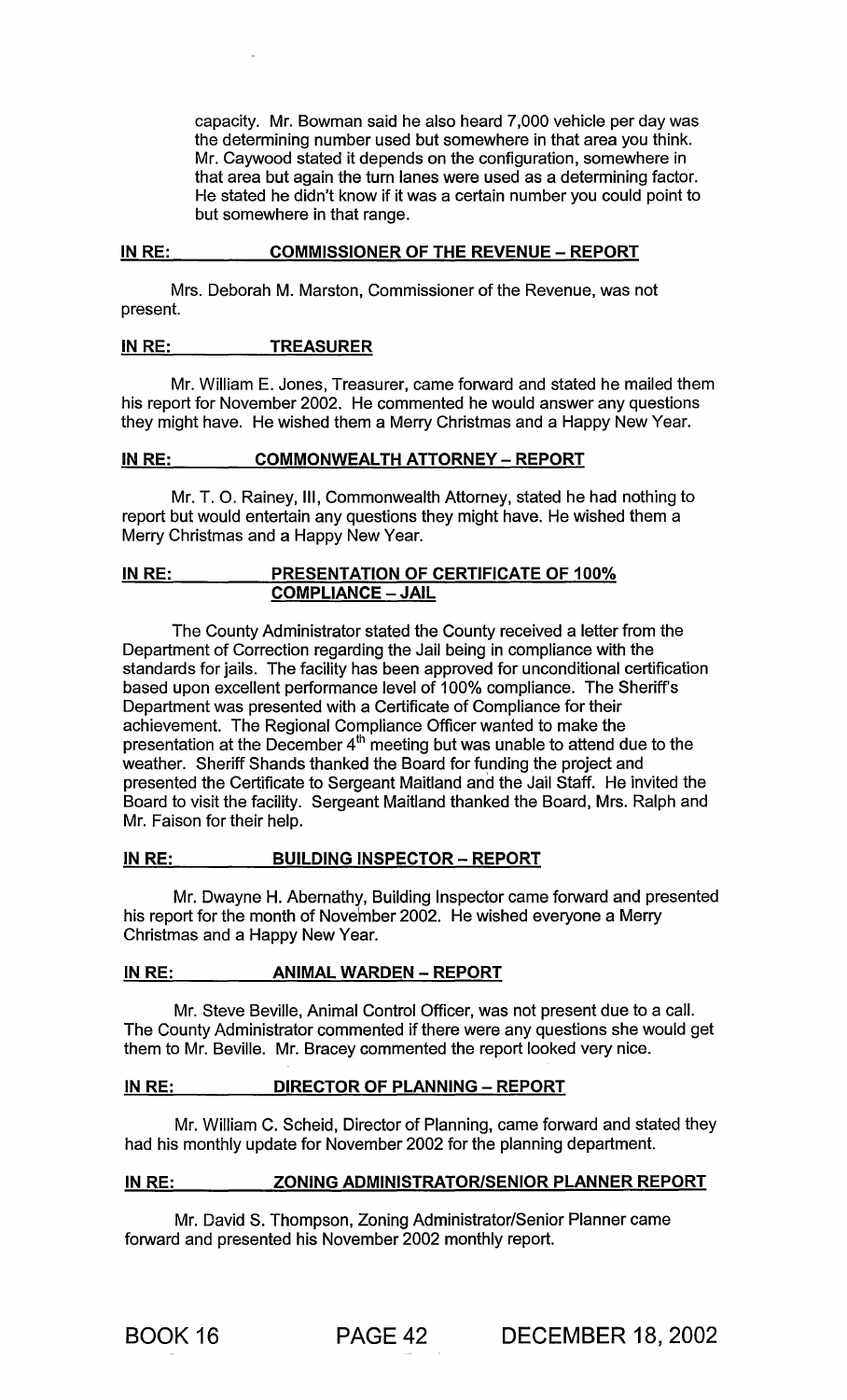capacity. Mr. Bowman said he also heard 7,000 vehicle per day was the determining number used but somewhere in that area you think. Mr. Caywood stated it depends on the configuration, somewhere in that area but again the turn lanes were used as a determining factor. He stated he didn't know if it was a certain number you could point to but somewhere in that range.

**IN RE: COMMISSIONER OF THE REVENUE – REPORT**

Mrs. Deborah M. Marston, Commissioner of the Revenue, was not present.

**IN RE: TREASURER**

Mr. William E. Jones, Treasurer, came forward and stated he mailed them his report for November 2002. He commented he would answer any questions they might have. He wished them a Merry Christmas and a Happy New Year.

**IN RE: COMMONWEALTH ATTORNEY – REPORT**

Mr. T. O. Rainey, III, Commonwealth Attorney, stated he had nothing to report but would entertain any questions they might have. He wished them a Merry Christmas and a Happy New Year.

**IN RE: PRESENTATION OF CERTIFICATE OF 100% COMPLIANCE – JAIL**

The County Administrator stated the County received a letter from the Department of Correction regarding the Jail being in compliance with the standards for jails. The facility has been approved for unconditional certification based upon excellent performance level of 100% compliance. The Sheriff's Department was presented with a Certificate of Compliance for their achievement. The Regional Compliance Officer wanted to make the presentation at the December 4th meeting but was unable to attend due to the weather. Sheriff Shands thanked the Board for funding the project and presented the Certificate to Sergeant Maitland and the Jail Staff. He invited the Board to visit the facility. Sergeant Maitland thanked the Board, Mrs. Ralph and Mr. Faison for their help.

**IN RE: BUILDING INSPECTOR – REPORT**

Mr. Dwayne H. Abernathy, Building Inspector came forward and presented his report for the month of November 2002. He wished everyone a Merry Christmas and a Happy New Year.

**IN RE: ANIMAL WARDEN – REPORT**

Mr. Steve Beville, Animal Control Officer, was not present due to a call. The County Administrator commented if there were any questions she would get them to Mr. Beville. Mr. Bracey commented the report looked very nice.

**IN RE: DIRECTOR OF PLANNING – REPORT**

Mr. William C. Scheid, Director of Planning, came forward and stated they had his monthly update for November 2002 for the planning department.

**IN RE: ZONING ADMINISTRATOR/SENIOR PLANNER REPORT**

Mr. David S. Thompson, Zoning Administrator/Senior Planner came forward and presented his November 2002 monthly report.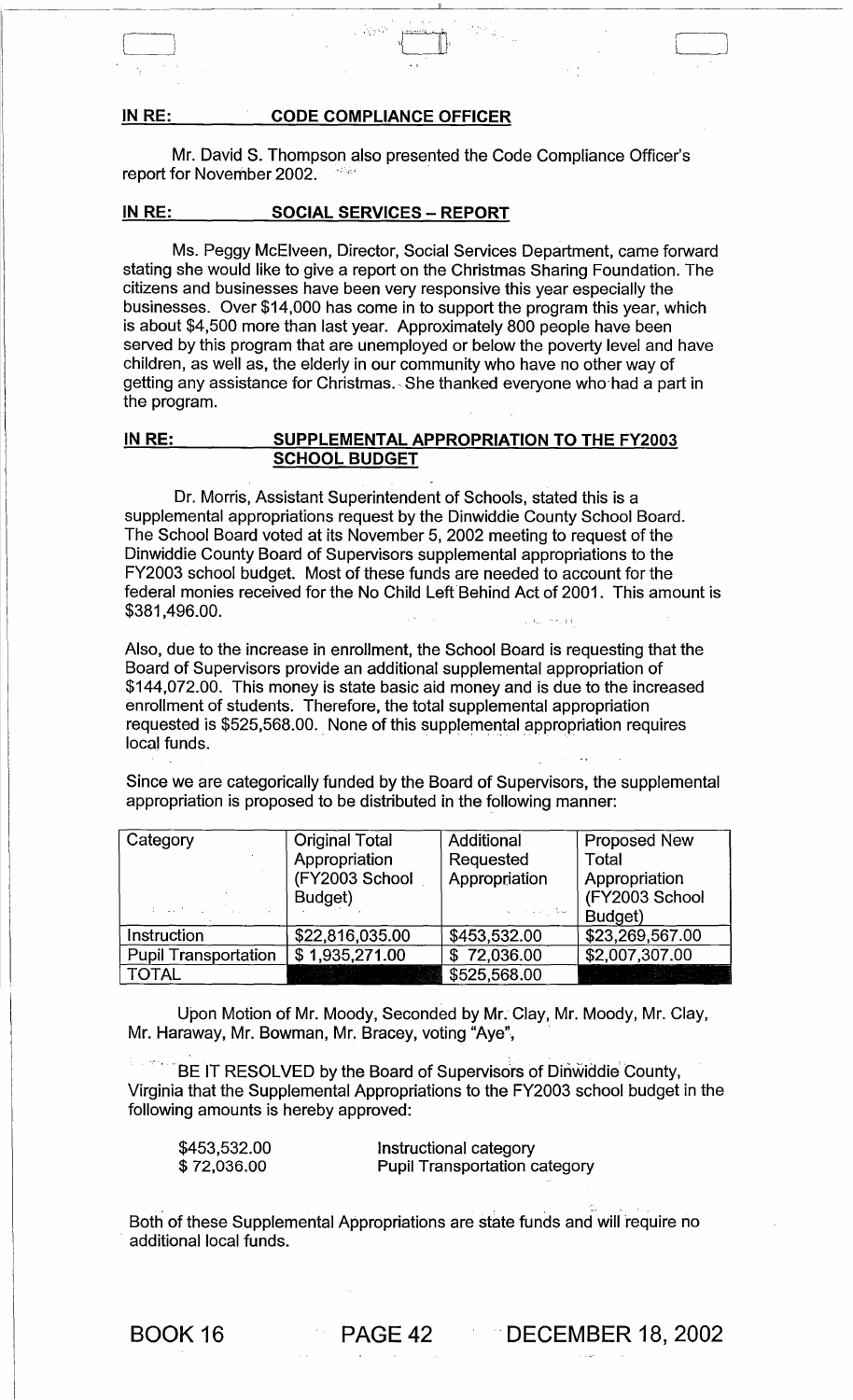**IN RE: CODE COMPLIANCE OFFICER**

Mr. David S. Thompson also presented the Code Compliance Officer's report for November 2002.

**IN RE: SOCIAL SERVICES – REPORT**

Ms. Peggy McElveen, Director, Social Services Department, came forward stating she would like to give a report on the Christmas Sharing Foundation. The citizens and businesses have been very responsive this year especially the businesses. Over $14,000 has come in to support the program this year, which is about $4,500 more than last year. Approximately 800 people have been served by this program that are unemployed or below the poverty level and have children, as well as, the elderly in our community who have no other way of getting any assistance for Christmas. She thanked everyone who had a part in the program.

**IN RE: SUPPLEMENTAL APPROPRIATION TO THE FY2003 SCHOOL BUDGET**

Dr. Morris, Assistant Superintendent of Schools, stated this is a supplemental appropriations request by the Dinwiddie County School Board. The School Board voted at its November 5, 2002 meeting to request of the Dinwiddie County Board of Supervisors supplemental appropriations to the FY2003 school budget. Most of these funds are needed to account for the federal monies received for the No Child Left Behind Act of 2001. This amount is $381,496.00.

Also, due to the increase in enrollment, the School Board is requesting that the Board of Supervisors provide an additional supplemental appropriation of $144,072.00. This money is state basic aid money and is due to the increased enrollment of students. Therefore, the total supplemental appropriation requested is $525,568.00. None of this supplemental appropriation requires local funds.

Since we are categorically funded by the Board of Supervisors, the supplemental appropriation is proposed to be distributed in the following manner:

| Category | Original Total Appropriation (FY2003 School Budget) | Additional Requested Appropriation | Proposed New Total Appropriation (FY2003 School Budget) |
|---|---|---|---|
| Instruction | $22,816,035.00 | $453,532.00 | $23,269,567.00 |
| Pupil Transportation | $ 1,935,271.00 | $ 72,036.00 | $2,007,307.00 |
| TOTAL | | $525,568.00 | |

Upon Motion of Mr. Moody, Seconded by Mr. Clay, Mr. Moody, Mr. Clay, Mr. Haraway, Mr. Bowman, Mr. Bracey, voting "Aye",

BE IT RESOLVED by the Board of Supervisors of Dinwiddie County, Virginia that the Supplemental Appropriations to the FY2003 school budget in the following amounts is hereby approved:

| | |
|---|---|
| $453,532.00 | Instructional category |
| $ 72,036.00 | Pupil Transportation category |

Both of these Supplemental Appropriations are state funds and will require no additional local funds.

BOOK 16 PAGE 42 DECEMBER 18, 2002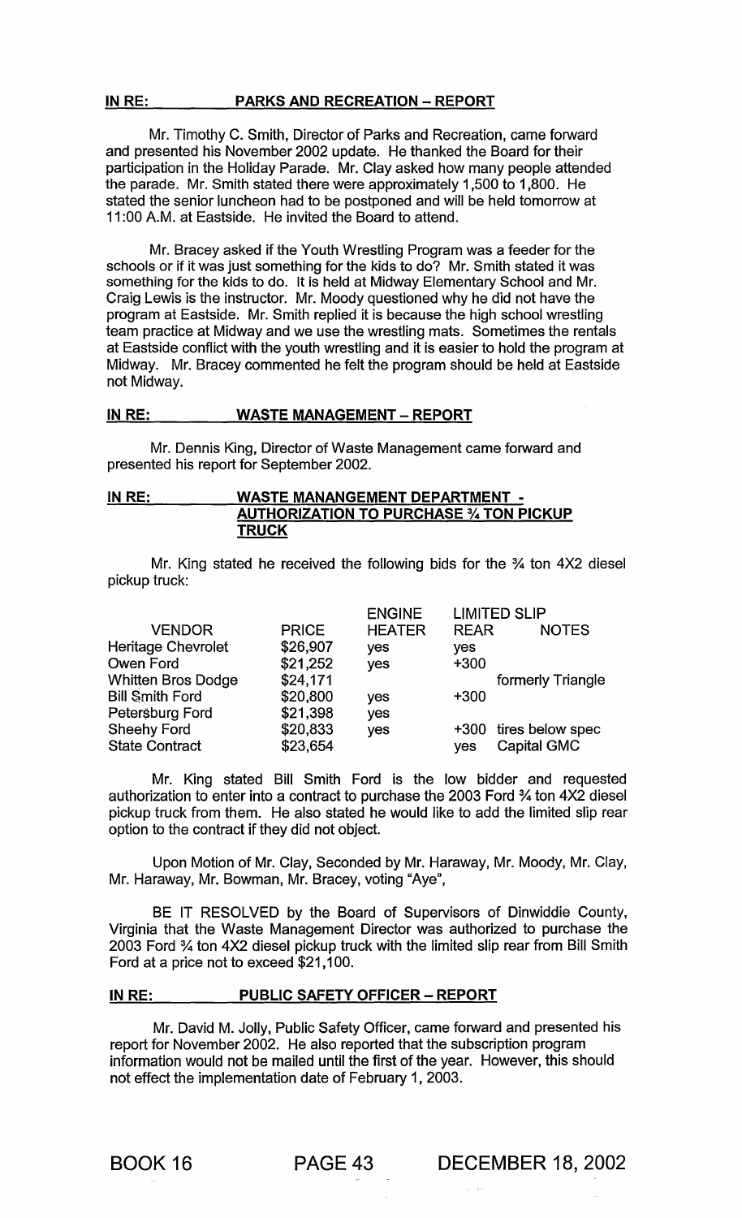**IN RE: PARKS AND RECREATION – REPORT**

Mr. Timothy C. Smith, Director of Parks and Recreation, came forward and presented his November 2002 update. He thanked the Board for their participation in the Holiday Parade. Mr. Clay asked how many people attended the parade. Mr. Smith stated there were approximately 1,500 to 1,800. He stated the senior luncheon had to be postponed and will be held tomorrow at 11:00 A.M. at Eastside. He invited the Board to attend.

Mr. Bracey asked if the Youth Wrestling Program was a feeder for the schools or if it was just something for the kids to do? Mr. Smith stated it was something for the kids to do. It is held at Midway Elementary School and Mr. Craig Lewis is the instructor. Mr. Moody questioned why he did not have the program at Eastside. Mr. Smith replied it is because the high school wrestling team practice at Midway and we use the wrestling mats. Sometimes the rentals at Eastside conflict with the youth wrestling and it is easier to hold the program at Midway. Mr. Bracey commented he felt the program should be held at Eastside not Midway.

**IN RE: WASTE MANAGEMENT – REPORT**

Mr. Dennis King, Director of Waste Management came forward and presented his report for September 2002.

**IN RE: WASTE MANANGEMENT DEPARTMENT - AUTHORIZATION TO PURCHASE ¾ TON PICKUP TRUCK**

Mr. King stated he received the following bids for the ¾ ton 4X2 diesel pickup truck:

| VENDOR | PRICE | ENGINE HEATER | LIMITED SLIP REAR | NOTES |
|---|---|---|---|---|
| Heritage Chevrolet | $26,907 | yes | yes | |
| Owen Ford | $21,252 | yes | +300 | |
| Whitten Bros Dodge | $24,171 | | | formerly Triangle |
| Bill Smith Ford | $20,800 | yes | +300 | |
| Petersburg Ford | $21,398 | yes | | |
| Sheehy Ford | $20,833 | yes | +300 | tires below spec |
| State Contract | $23,654 | | yes | Capital GMC |

Mr. King stated Bill Smith Ford is the low bidder and requested authorization to enter into a contract to purchase the 2003 Ford ¾ ton 4X2 diesel pickup truck from them. He also stated he would like to add the limited slip rear option to the contract if they did not object.

Upon Motion of Mr. Clay, Seconded by Mr. Haraway, Mr. Moody, Mr. Clay, Mr. Haraway, Mr. Bowman, Mr. Bracey, voting "Aye",

BE IT RESOLVED by the Board of Supervisors of Dinwiddie County, Virginia that the Waste Management Director was authorized to purchase the 2003 Ford ¾ ton 4X2 diesel pickup truck with the limited slip rear from Bill Smith Ford at a price not to exceed $21,100.

**IN RE: PUBLIC SAFETY OFFICER – REPORT**

Mr. David M. Jolly, Public Safety Officer, came forward and presented his report for November 2002. He also reported that the subscription program information would not be mailed until the first of the year. However, this should not effect the implementation date of February 1, 2003.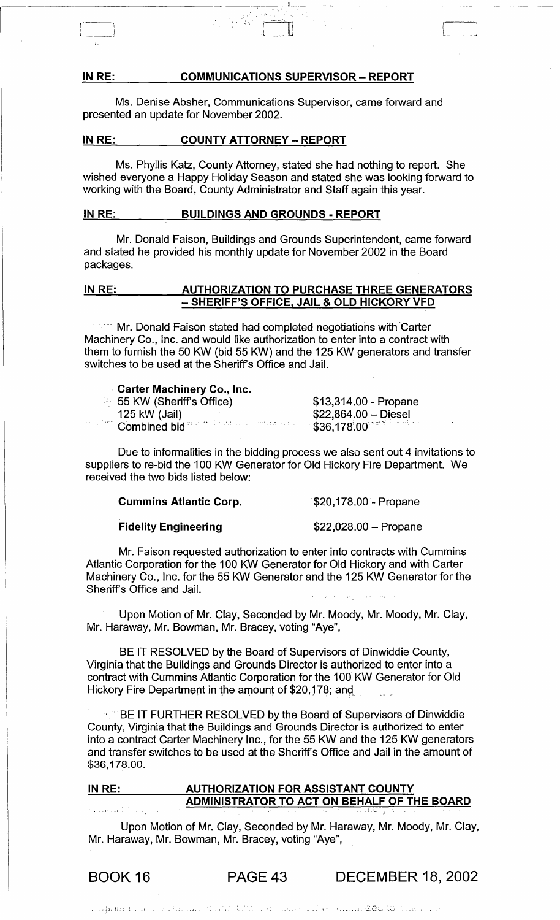**IN RE: COMMUNICATIONS SUPERVISOR – REPORT**

Ms. Denise Absher, Communications Supervisor, came forward and presented an update for November 2002.

**IN RE: COUNTY ATTORNEY – REPORT**

Ms. Phyllis Katz, County Attorney, stated she had nothing to report. She wished everyone a Happy Holiday Season and stated she was looking forward to working with the Board, County Administrator and Staff again this year.

**IN RE: BUILDINGS AND GROUNDS - REPORT**

Mr. Donald Faison, Buildings and Grounds Superintendent, came forward and stated he provided his monthly update for November 2002 in the Board packages.

**IN RE: AUTHORIZATION TO PURCHASE THREE GENERATORS – SHERIFF'S OFFICE, JAIL & OLD HICKORY VFD**

Mr. Donald Faison stated had completed negotiations with Carter Machinery Co., Inc. and would like authorization to enter into a contract with them to furnish the 50 KW (bid 55 KW) and the 125 KW generators and transfer switches to be used at the Sheriff's Office and Jail.

| **Carter Machinery Co., Inc.** | |
|---|---|
| 55 KW (Sheriff's Office) | $13,314.00 - Propane |
| 125 kW (Jail) | $22,864.00 – Diesel |
| Combined bid | $36,178.00 |

Due to informalities in the bidding process we also sent out 4 invitations to suppliers to re-bid the 100 KW Generator for Old Hickory Fire Department. We received the two bids listed below:

| | |
|---|---|
| **Cummins Atlantic Corp.** | $20,178.00 - Propane |
| **Fidelity Engineering** | $22,028.00 – Propane |

Mr. Faison requested authorization to enter into contracts with Cummins Atlantic Corporation for the 100 KW Generator for Old Hickory and with Carter Machinery Co., Inc. for the 55 KW Generator and the 125 KW Generator for the Sheriff's Office and Jail.

Upon Motion of Mr. Clay, Seconded by Mr. Moody, Mr. Moody, Mr. Clay, Mr. Haraway, Mr. Bowman, Mr. Bracey, voting "Aye",

BE IT RESOLVED by the Board of Supervisors of Dinwiddie County, Virginia that the Buildings and Grounds Director is authorized to enter into a contract with Cummins Atlantic Corporation for the 100 KW Generator for Old Hickory Fire Department in the amount of $20,178; and

BE IT FURTHER RESOLVED by the Board of Supervisors of Dinwiddie County, Virginia that the Buildings and Grounds Director is authorized to enter into a contract Carter Machinery Inc., for the 55 KW and the 125 KW generators and transfer switches to be used at the Sheriff's Office and Jail in the amount of $36,178.00.

**IN RE: AUTHORIZATION FOR ASSISTANT COUNTY ADMINISTRATOR TO ACT ON BEHALF OF THE BOARD**

Upon Motion of Mr. Clay, Seconded by Mr. Haraway, Mr. Moody, Mr. Clay, Mr. Haraway, Mr. Bowman, Mr. Bracey, voting "Aye",

BOOK 16 PAGE 43 DECEMBER 18, 2002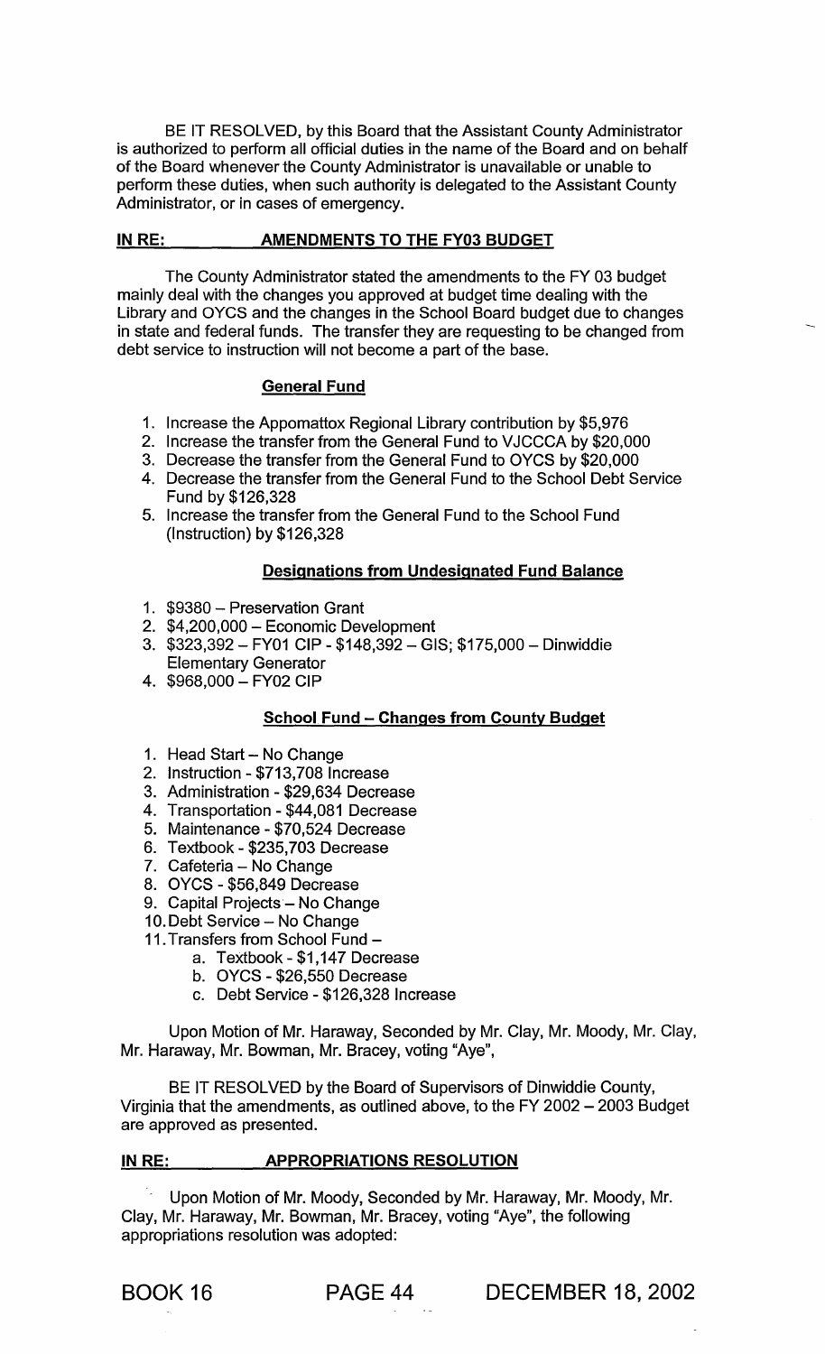BE IT RESOLVED, by this Board that the Assistant County Administrator is authorized to perform all official duties in the name of the Board and on behalf of the Board whenever the County Administrator is unavailable or unable to perform these duties, when such authority is delegated to the Assistant County Administrator, or in cases of emergency.

**IN RE: AMENDMENTS TO THE FY03 BUDGET**

The County Administrator stated the amendments to the FY 03 budget mainly deal with the changes you approved at budget time dealing with the Library and OYCS and the changes in the School Board budget due to changes in state and federal funds. The transfer they are requesting to be changed from debt service to instruction will not become a part of the base.

**General Fund**

1. Increase the Appomattox Regional Library contribution by $5,976
2. Increase the transfer from the General Fund to VJCCCA by $20,000
3. Decrease the transfer from the General Fund to OYCS by $20,000
4. Decrease the transfer from the General Fund to the School Debt Service Fund by $126,328
5. Increase the transfer from the General Fund to the School Fund (Instruction) by $126,328

**Designations from Undesignated Fund Balance**

1. $9380 – Preservation Grant
2. $4,200,000 – Economic Development
3. $323,392 – FY01 CIP - $148,392 – GIS; $175,000 – Dinwiddie Elementary Generator
4. $968,000 – FY02 CIP

**School Fund – Changes from County Budget**

1. Head Start – No Change
2. Instruction - $713,708 Increase
3. Administration - $29,634 Decrease
4. Transportation - $44,081 Decrease
5. Maintenance - $70,524 Decrease
6. Textbook - $235,703 Decrease
7. Cafeteria – No Change
8. OYCS - $56,849 Decrease
9. Capital Projects – No Change
10. Debt Service – No Change
11. Transfers from School Fund –
    a. Textbook - $1,147 Decrease
    b. OYCS - $26,550 Decrease
    c. Debt Service - $126,328 Increase

Upon Motion of Mr. Haraway, Seconded by Mr. Clay, Mr. Moody, Mr. Clay, Mr. Haraway, Mr. Bowman, Mr. Bracey, voting "Aye",

BE IT RESOLVED by the Board of Supervisors of Dinwiddie County, Virginia that the amendments, as outlined above, to the FY 2002 – 2003 Budget are approved as presented.

**IN RE: APPROPRIATIONS RESOLUTION**

Upon Motion of Mr. Moody, Seconded by Mr. Haraway, Mr. Moody, Mr. Clay, Mr. Haraway, Mr. Bowman, Mr. Bracey, voting "Aye", the following appropriations resolution was adopted: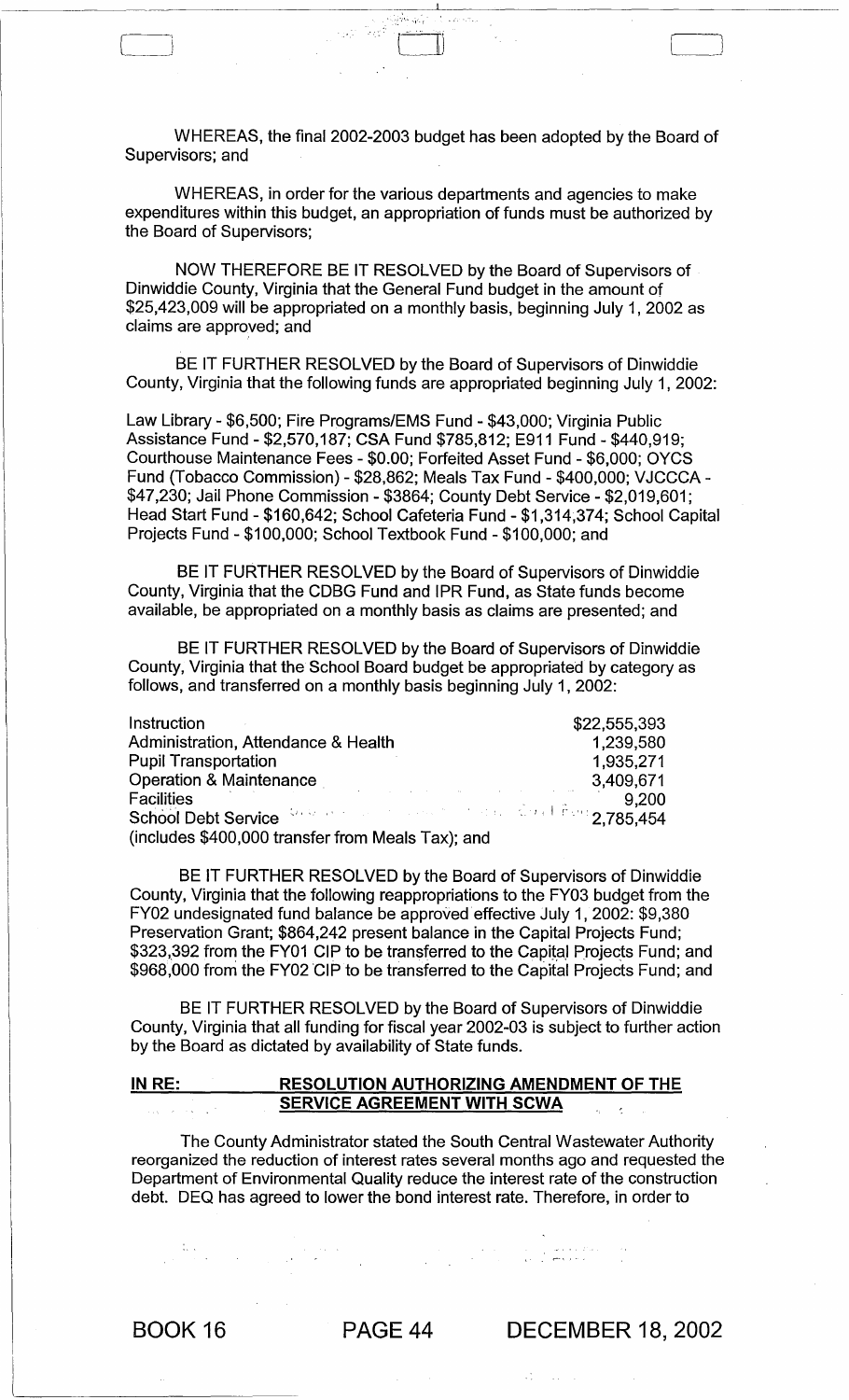WHEREAS, the final 2002-2003 budget has been adopted by the Board of Supervisors; and

WHEREAS, in order for the various departments and agencies to make expenditures within this budget, an appropriation of funds must be authorized by the Board of Supervisors;

NOW THEREFORE BE IT RESOLVED by the Board of Supervisors of Dinwiddie County, Virginia that the General Fund budget in the amount of $25,423,009 will be appropriated on a monthly basis, beginning July 1, 2002 as claims are approved; and

BE IT FURTHER RESOLVED by the Board of Supervisors of Dinwiddie County, Virginia that the following funds are appropriated beginning July 1, 2002:

Law Library - $6,500; Fire Programs/EMS Fund - $43,000; Virginia Public Assistance Fund - $2,570,187; CSA Fund $785,812; E911 Fund - $440,919; Courthouse Maintenance Fees - $0.00; Forfeited Asset Fund - $6,000; OYCS Fund (Tobacco Commission) - $28,862; Meals Tax Fund - $400,000; VJCCCA - $47,230; Jail Phone Commission - $3864; County Debt Service - $2,019,601; Head Start Fund - $160,642; School Cafeteria Fund - $1,314,374; School Capital Projects Fund - $100,000; School Textbook Fund - $100,000; and

BE IT FURTHER RESOLVED by the Board of Supervisors of Dinwiddie County, Virginia that the CDBG Fund and IPR Fund, as State funds become available, be appropriated on a monthly basis as claims are presented; and

BE IT FURTHER RESOLVED by the Board of Supervisors of Dinwiddie County, Virginia that the School Board budget be appropriated by category as follows, and transferred on a monthly basis beginning July 1, 2002:

| | |
|---|---|
| Instruction | $22,555,393 |
| Administration, Attendance & Health | 1,239,580 |
| Pupil Transportation | 1,935,271 |
| Operation & Maintenance | 3,409,671 |
| Facilities | 9,200 |
| School Debt Service | 2,785,454 |

(includes $400,000 transfer from Meals Tax); and

BE IT FURTHER RESOLVED by the Board of Supervisors of Dinwiddie County, Virginia that the following reappropriations to the FY03 budget from the FY02 undesignated fund balance be approved effective July 1, 2002: $9,380 Preservation Grant; $864,242 present balance in the Capital Projects Fund; $323,392 from the FY01 CIP to be transferred to the Capital Projects Fund; and $968,000 from the FY02 CIP to be transferred to the Capital Projects Fund; and

BE IT FURTHER RESOLVED by the Board of Supervisors of Dinwiddie County, Virginia that all funding for fiscal year 2002-03 is subject to further action by the Board as dictated by availability of State funds.

**IN RE: RESOLUTION AUTHORIZING AMENDMENT OF THE SERVICE AGREEMENT WITH SCWA**

The County Administrator stated the South Central Wastewater Authority reorganized the reduction of interest rates several months ago and requested the Department of Environmental Quality reduce the interest rate of the construction debt. DEQ has agreed to lower the bond interest rate. Therefore, in order to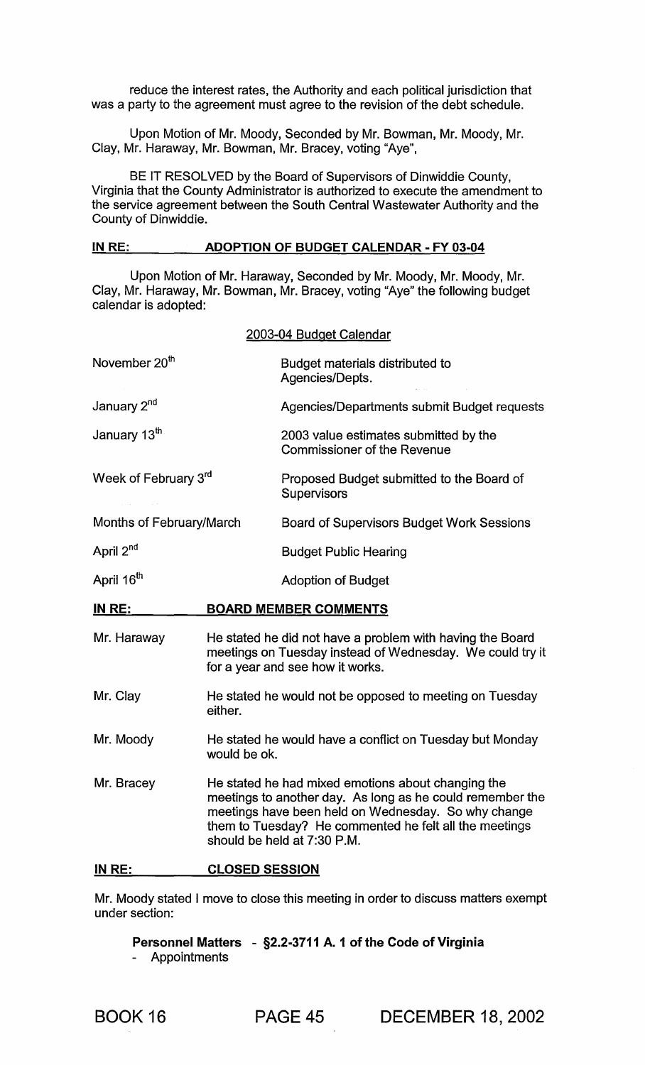reduce the interest rates, the Authority and each political jurisdiction that was a party to the agreement must agree to the revision of the debt schedule.

Upon Motion of Mr. Moody, Seconded by Mr. Bowman, Mr. Moody, Mr. Clay, Mr. Haraway, Mr. Bowman, Mr. Bracey, voting "Aye",

BE IT RESOLVED by the Board of Supervisors of Dinwiddie County, Virginia that the County Administrator is authorized to execute the amendment to the service agreement between the South Central Wastewater Authority and the County of Dinwiddie.

**IN RE: ADOPTION OF BUDGET CALENDAR - FY 03-04**

Upon Motion of Mr. Haraway, Seconded by Mr. Moody, Mr. Moody, Mr. Clay, Mr. Haraway, Mr. Bowman, Mr. Bracey, voting "Aye" the following budget calendar is adopted:

2003-04 Budget Calendar

| | |
|---|---|
| November 20th | Budget materials distributed to Agencies/Depts. |
| January 2nd | Agencies/Departments submit Budget requests |
| January 13th | 2003 value estimates submitted by the Commissioner of the Revenue |
| Week of February 3rd | Proposed Budget submitted to the Board of Supervisors |
| Months of February/March | Board of Supervisors Budget Work Sessions |
| April 2nd | Budget Public Hearing |
| April 16th | Adoption of Budget |

**IN RE: BOARD MEMBER COMMENTS**

| | |
|---|---|
| Mr. Haraway | He stated he did not have a problem with having the Board meetings on Tuesday instead of Wednesday. We could try it for a year and see how it works. |
| Mr. Clay | He stated he would not be opposed to meeting on Tuesday either. |
| Mr. Moody | He stated he would have a conflict on Tuesday but Monday would be ok. |
| Mr. Bracey | He stated he had mixed emotions about changing the meetings to another day. As long as he could remember the meetings have been held on Wednesday. So why change them to Tuesday? He commented he felt all the meetings should be held at 7:30 P.M. |

**IN RE: CLOSED SESSION**

Mr. Moody stated I move to close this meeting in order to discuss matters exempt under section:

**Personnel Matters - §2.2-3711 A. 1 of the Code of Virginia**

- Appointments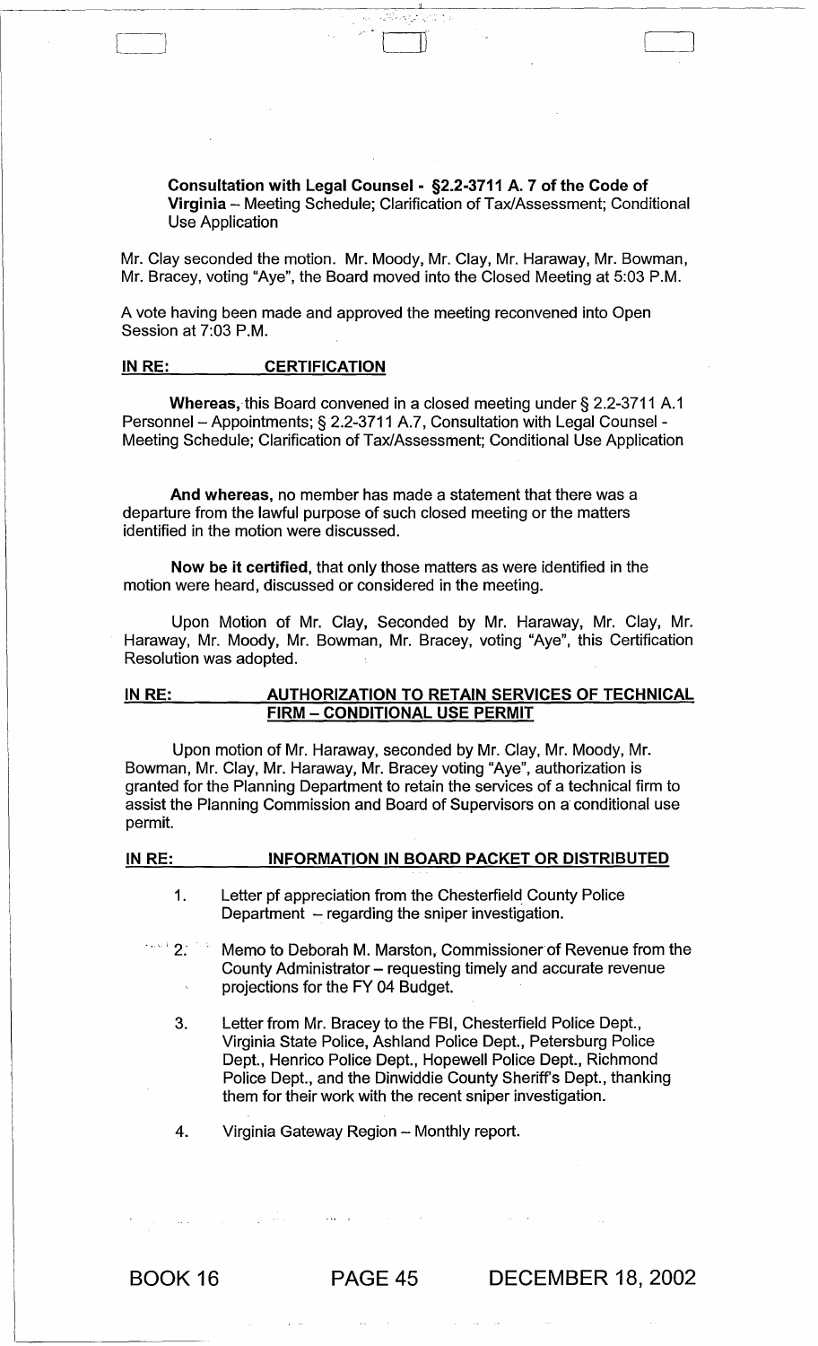**Consultation with Legal Counsel - §2.2-3711 A. 7 of the Code of Virginia** – Meeting Schedule; Clarification of Tax/Assessment; Conditional Use Application

Mr. Clay seconded the motion. Mr. Moody, Mr. Clay, Mr. Haraway, Mr. Bowman, Mr. Bracey, voting "Aye", the Board moved into the Closed Meeting at 5:03 P.M.

A vote having been made and approved the meeting reconvened into Open Session at 7:03 P.M.

**IN RE: CERTIFICATION**

**Whereas,** this Board convened in a closed meeting under § 2.2-3711 A.1 Personnel – Appointments; § 2.2-3711 A.7, Consultation with Legal Counsel - Meeting Schedule; Clarification of Tax/Assessment; Conditional Use Application

**And whereas,** no member has made a statement that there was a departure from the lawful purpose of such closed meeting or the matters identified in the motion were discussed.

**Now be it certified,** that only those matters as were identified in the motion were heard, discussed or considered in the meeting.

Upon Motion of Mr. Clay, Seconded by Mr. Haraway, Mr. Clay, Mr. Haraway, Mr. Moody, Mr. Bowman, Mr. Bracey, voting "Aye", this Certification Resolution was adopted.

**IN RE: AUTHORIZATION TO RETAIN SERVICES OF TECHNICAL FIRM – CONDITIONAL USE PERMIT**

Upon motion of Mr. Haraway, seconded by Mr. Clay, Mr. Moody, Mr. Bowman, Mr. Clay, Mr. Haraway, Mr. Bracey voting "Aye", authorization is granted for the Planning Department to retain the services of a technical firm to assist the Planning Commission and Board of Supervisors on a conditional use permit.

**IN RE: INFORMATION IN BOARD PACKET OR DISTRIBUTED**

1. Letter pf appreciation from the Chesterfield County Police Department – regarding the sniper investigation.
2. Memo to Deborah M. Marston, Commissioner of Revenue from the County Administrator – requesting timely and accurate revenue projections for the FY 04 Budget.
3. Letter from Mr. Bracey to the FBI, Chesterfield Police Dept., Virginia State Police, Ashland Police Dept., Petersburg Police Dept., Henrico Police Dept., Hopewell Police Dept., Richmond Police Dept., and the Dinwiddie County Sheriff's Dept., thanking them for their work with the recent sniper investigation.
4. Virginia Gateway Region – Monthly report.

BOOK 16 PAGE 45 DECEMBER 18, 2002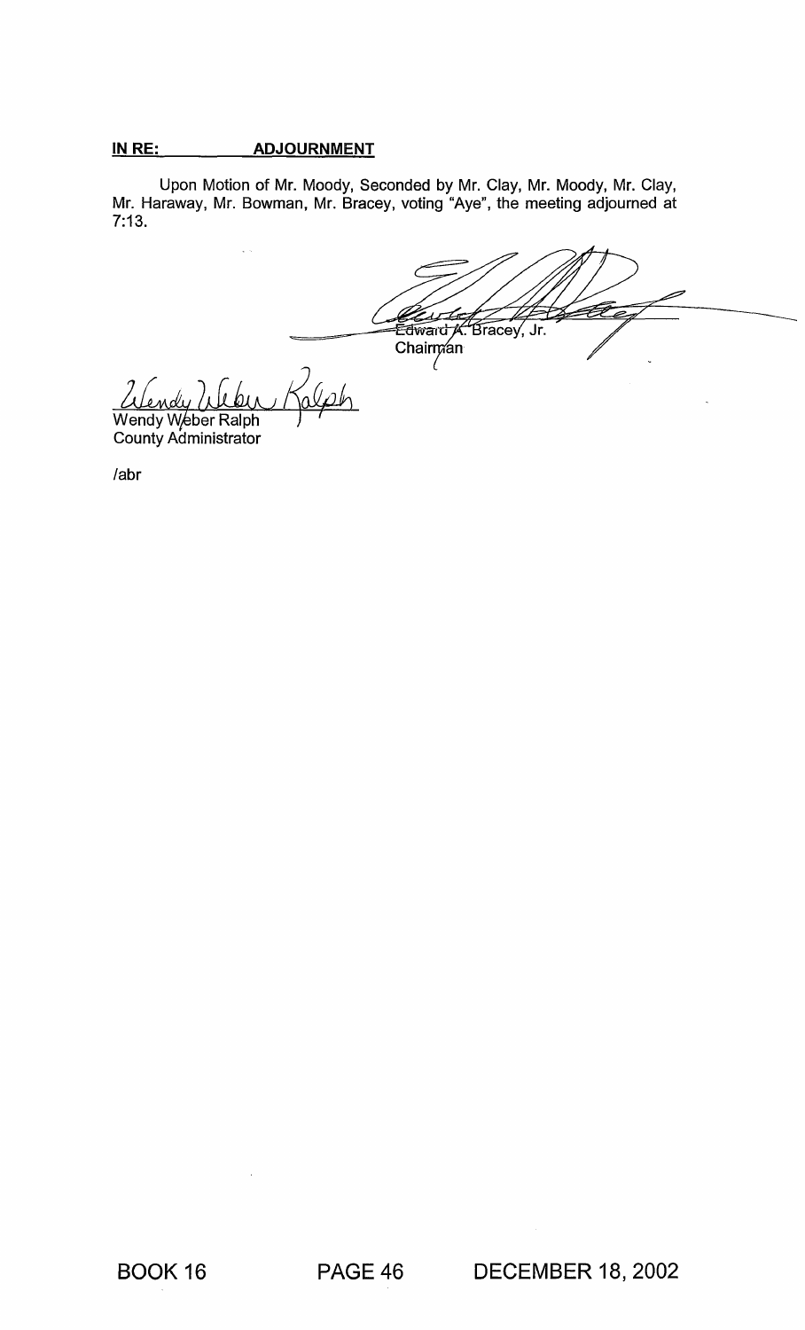**IN RE: ADJOURNMENT**

Upon Motion of Mr. Moody, Seconded by Mr. Clay, Mr. Moody, Mr. Clay, Mr. Haraway, Mr. Bowman, Mr. Bracey, voting "Aye", the meeting adjourned at 7:13.

Edward A. Bracey, Jr.
Chairman

Wendy Weber Ralph
County Administrator

/abr

BOOK 16 PAGE 46 DECEMBER 18, 2002